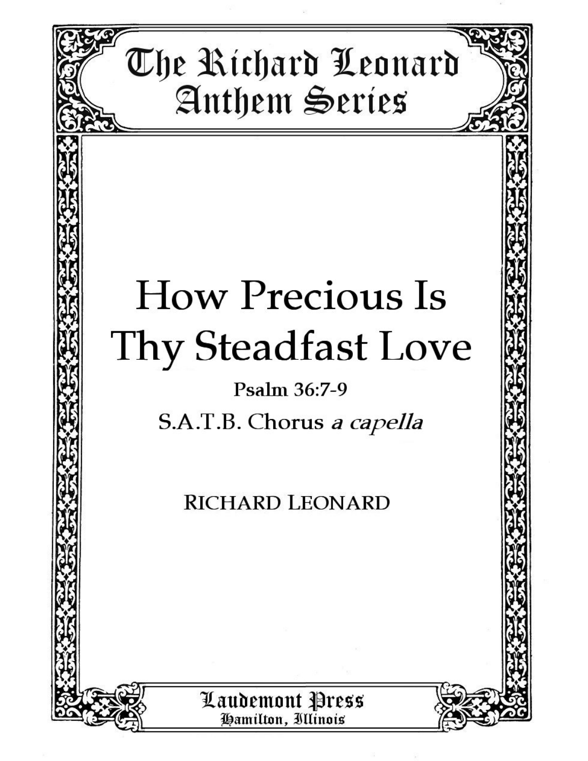The Richard Leonard Anthem Series

# How Precious Is Thy Steadfast Love

**Psalm 36:7-9**

S.A.T.B. Chorus *a capella*

RICHARD LEONARD

Laudemont Press
Hamilton, Illinois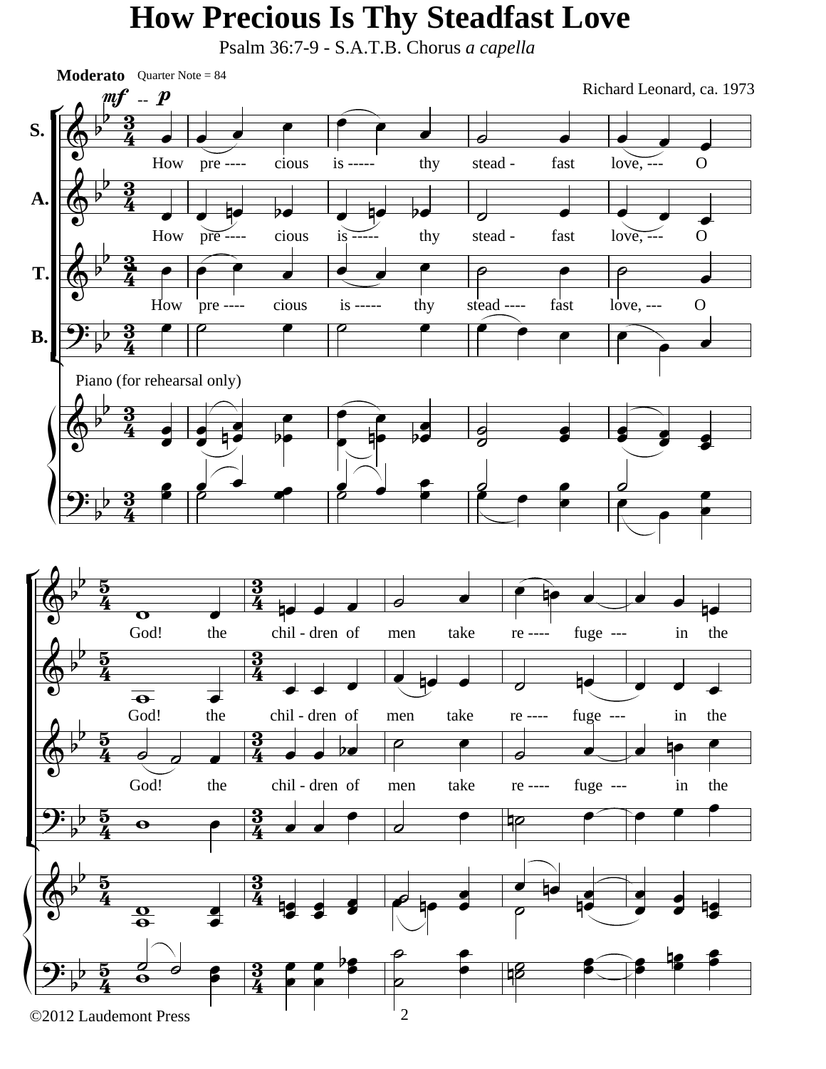# How Precious Is Thy Steadfast Love

Psalm 36:7-9 - S.A.T.B. Chorus *a capella*

**Moderato** Quarter Note = 84

Richard Leonard, ca. 1973

*mf* -- *p*

S. How pre ---- cious is ----- thy stead - fast love, --- O

A. How pre ---- cious is ----- thy stead - fast love, --- O

T. How pre ---- cious is ----- thy stead ---- fast love, --- O

B.

Piano (for rehearsal only)

S. God! the chil - dren of men take re ---- fuge --- in the

A. God! the chil - dren of men take re ---- fuge --- in the

T. God! the chil - dren of men take re ---- fuge --- in the

B.

©2012 Laudemont Press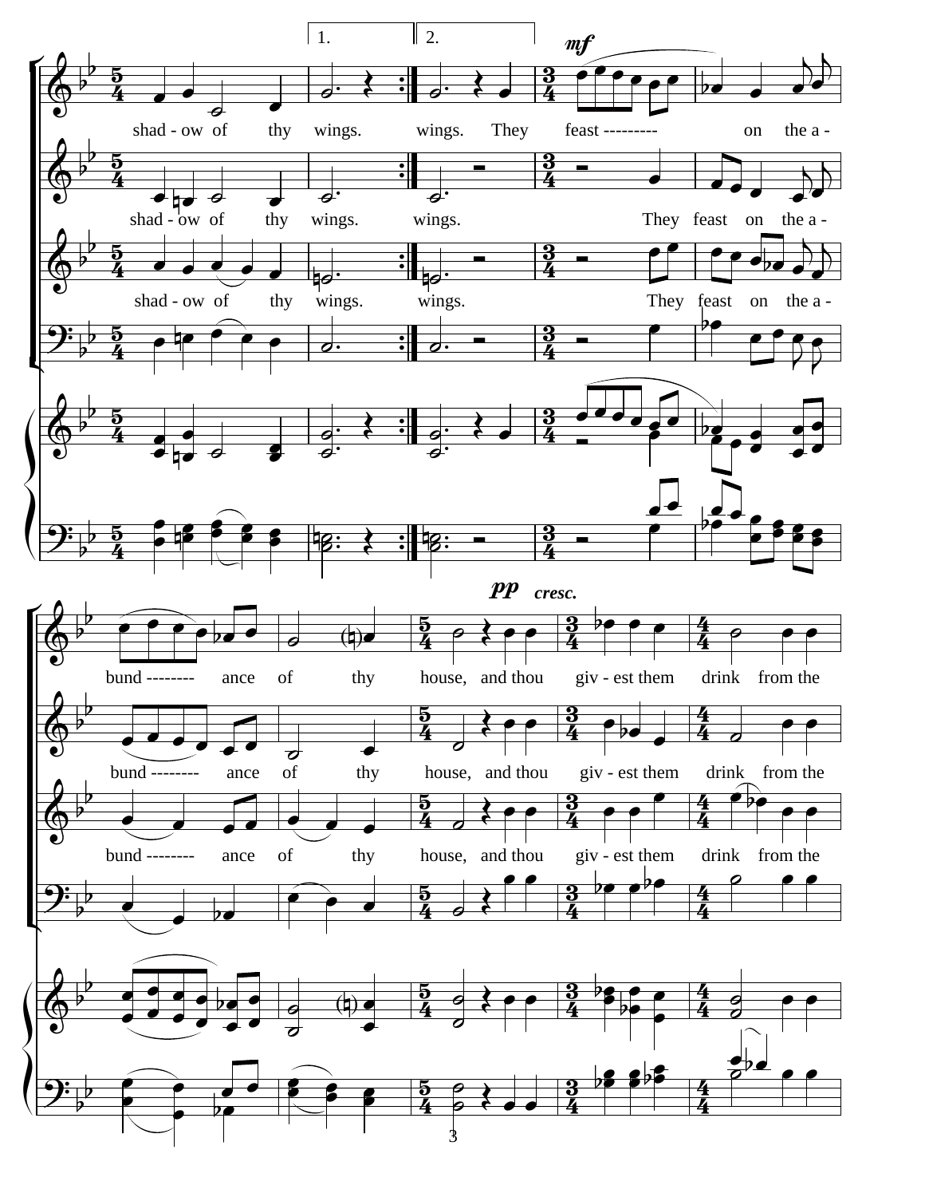1. 2.

*mf*

shad - ow of thy wings. wings. They feast --------- on the a -

shad - ow of thy wings. wings. They feast on the a -

shad - ow of thy wings. wings. They feast on the a -

*pp* *cresc.*

bund -------- ance of thy house, and thou giv - est them drink from the

bund -------- ance of thy house, and thou giv - est them drink from the

bund -------- ance of thy house, and thou giv - est them drink from the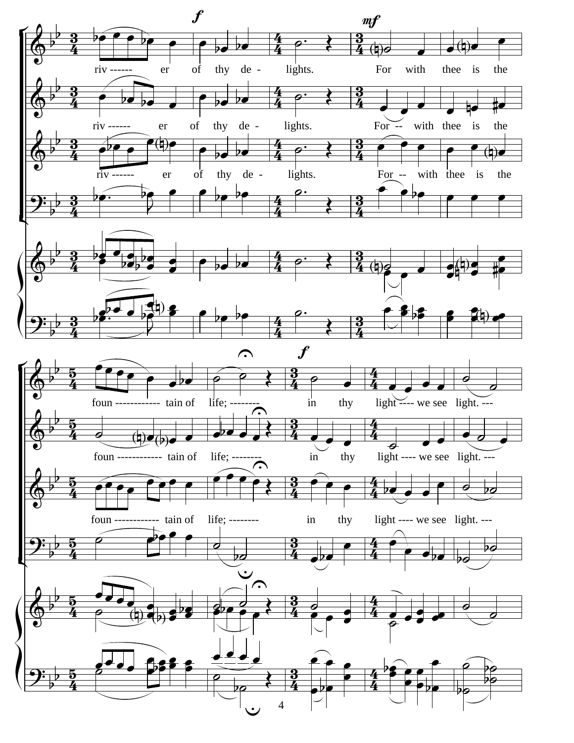riv------ er of thy de- lights. For with thee is the

riv------ er of thy de- lights. For-- with thee is the

riv------ er of thy de- lights. For-- with thee is the

foun----------- tain of life;-------- in thy light---- we see light.---

foun----------- tain of life;-------- in thy light---- we see light.---

foun----------- tain of life;-------- in thy light---- we see light.---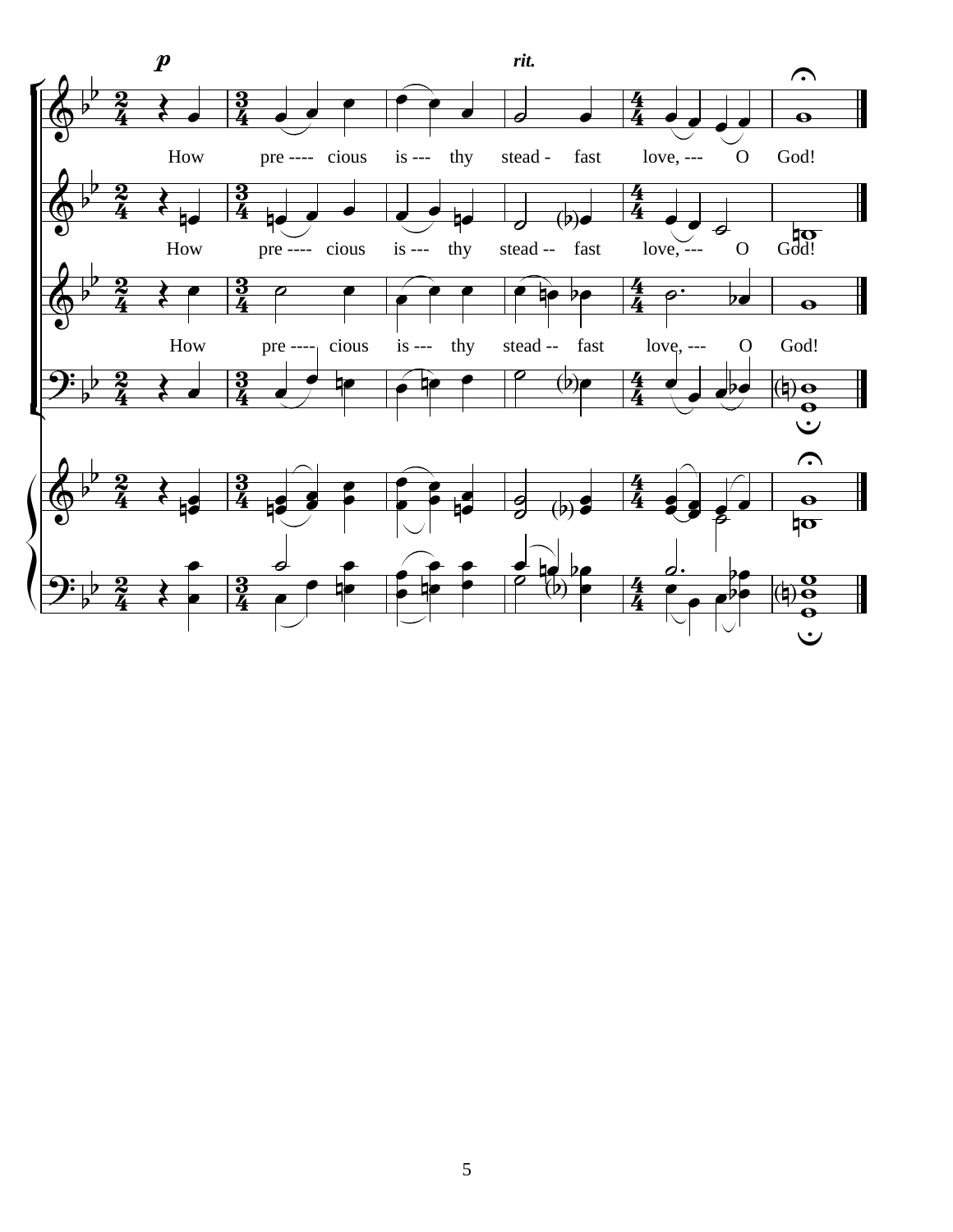*p* *rit.*

How pre---- cious is --- thy stead - fast love, --- O God!

How pre---- cious is --- thy stead -- fast love, --- O God!

How pre---- cious is --- thy stead -- fast love, --- O God!